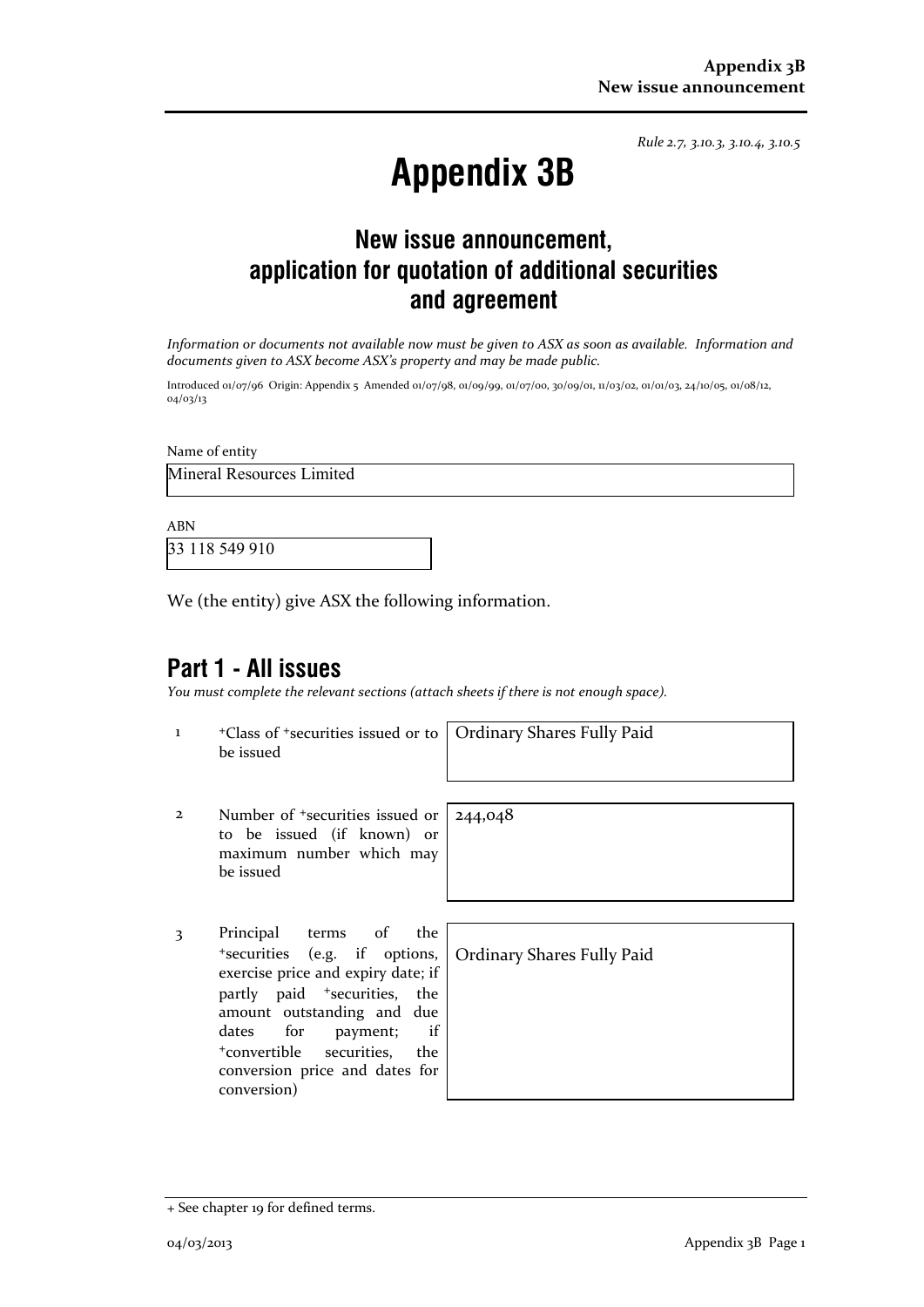*Rule 2.7, 3.10.3, 3.10.4, 3.10.5*

# Appendix 3B

## New issue announcement, application for quotation of additional securities and agreement

*Information or documents not available now must be given to ASX as soon as available. Information and documents given to ASX become ASX's property and may be made public.*

Introduced 01/07/96 Origin: Appendix 5 Amended 01/07/98, 01/09/99, 01/07/00, 30/09/01, 11/03/02, 01/01/03, 24/10/05, 01/08/12, 04/03/13

Name of entity

Mineral Resources Limited

ABN

33 118 549 910

We (the entity) give ASX the following information.

## Part 1 - All issues

*You must complete the relevant sections (attach sheets if there is not enough space).*

| | | |
|---|---|---|
| 1 | +Class of +securities issued or to be issued | Ordinary Shares Fully Paid |
| 2 | Number of +securities issued or to be issued (if known) or maximum number which may be issued | 244,048 |
| 3 | Principal terms of the +securities (e.g. if options, exercise price and expiry date; if partly paid +securities, the amount outstanding and due dates for payment; if +convertible securities, the conversion price and dates for conversion) | Ordinary Shares Fully Paid |

+ See chapter 19 for defined terms.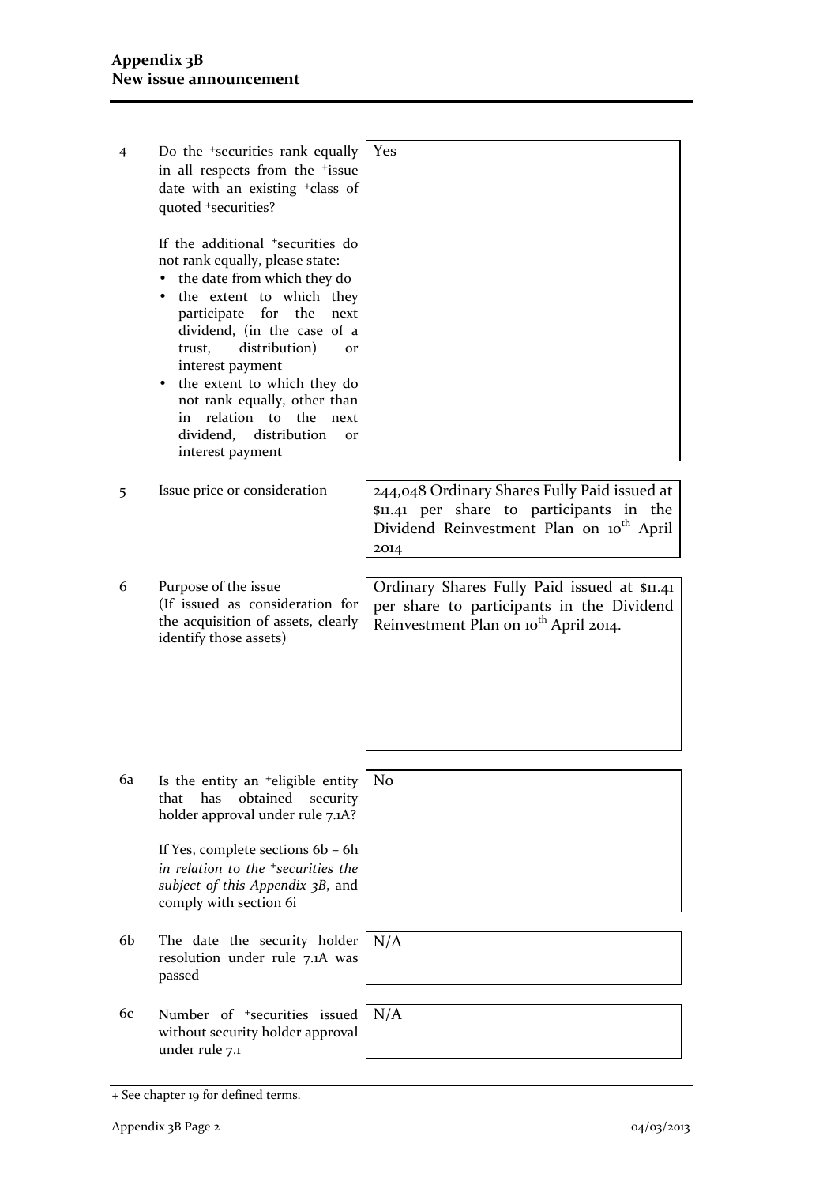| | | |
|---|---|---|
| 4 | Do the +securities rank equally in all respects from the +issue date with an existing +class of quoted +securities?<br><br>If the additional +securities do not rank equally, please state:<br>• the date from which they do<br>• the extent to which they participate for the next dividend, (in the case of a trust, distribution) or interest payment<br>• the extent to which they do not rank equally, other than in relation to the next dividend, distribution or interest payment | Yes |
| 5 | Issue price or consideration | 244,048 Ordinary Shares Fully Paid issued at $11.41 per share to participants in the Dividend Reinvestment Plan on 10th April 2014 |
| 6 | Purpose of the issue<br>(If issued as consideration for the acquisition of assets, clearly identify those assets) | Ordinary Shares Fully Paid issued at $11.41 per share to participants in the Dividend Reinvestment Plan on 10th April 2014. |
| 6a | Is the entity an +eligible entity that has obtained security holder approval under rule 7.1A?<br><br>If Yes, complete sections 6b – 6h *in relation to the +securities the subject of this Appendix 3B*, and comply with section 6i | No |
| 6b | The date the security holder resolution under rule 7.1A was passed | N/A |
| 6c | Number of +securities issued without security holder approval under rule 7.1 | N/A |

+ See chapter 19 for defined terms.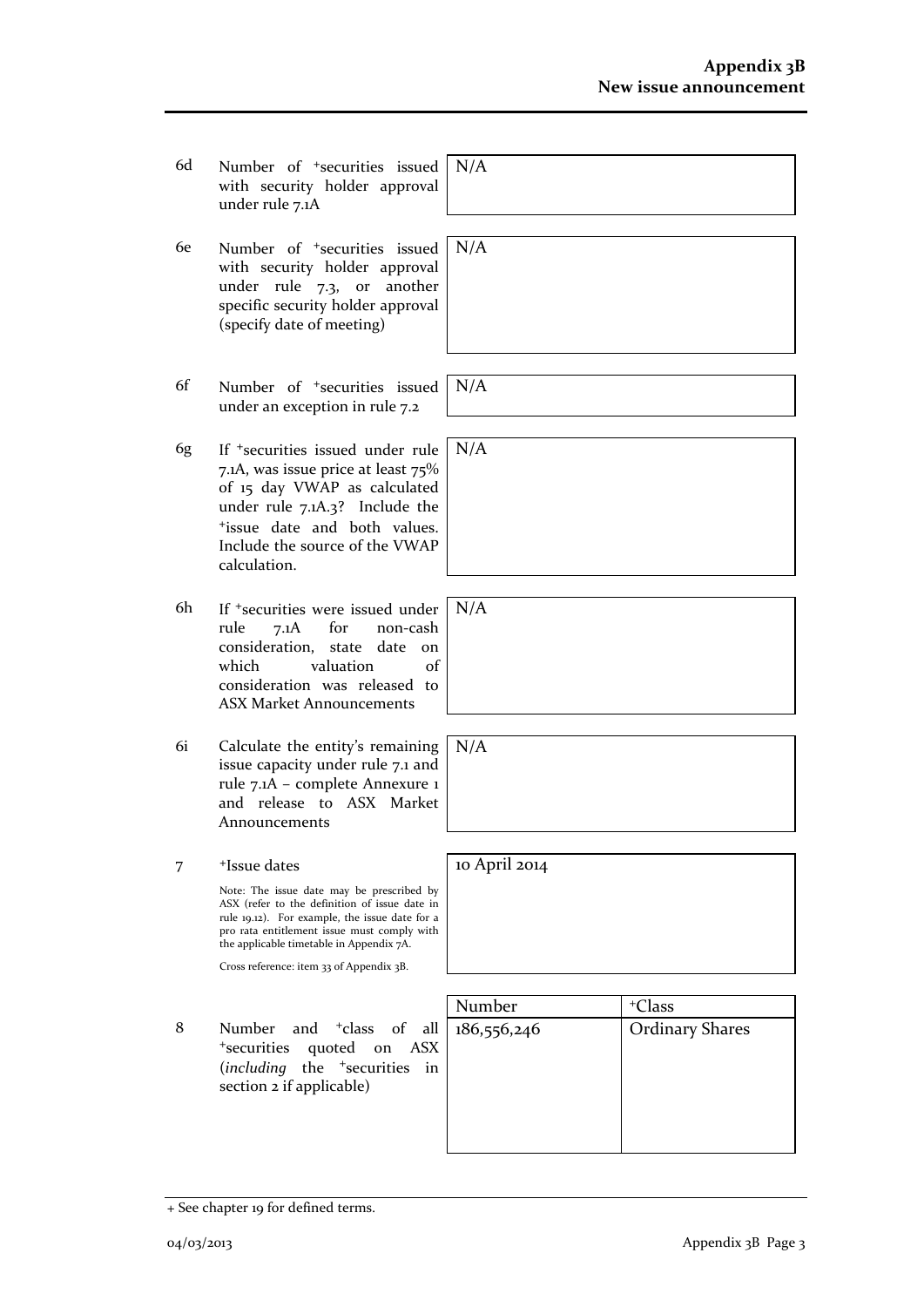| | | | |
|---|---|---|---|
| 6d | Number of +securities issued with security holder approval under rule 7.1A | N/A | |
| 6e | Number of +securities issued with security holder approval under rule 7.3, or another specific security holder approval (specify date of meeting) | N/A | |
| 6f | Number of +securities issued under an exception in rule 7.2 | N/A | |
| 6g | If +securities issued under rule 7.1A, was issue price at least 75% of 15 day VWAP as calculated under rule 7.1A.3? Include the +issue date and both values. Include the source of the VWAP calculation. | N/A | |
| 6h | If +securities were issued under rule 7.1A for non-cash consideration, state date on which valuation of consideration was released to ASX Market Announcements | N/A | |
| 6i | Calculate the entity's remaining issue capacity under rule 7.1 and rule 7.1A – complete Annexure 1 and release to ASX Market Announcements | N/A | |
| 7 | +Issue dates<br><br>Note: The issue date may be prescribed by ASX (refer to the definition of issue date in rule 19.12). For example, the issue date for a pro rata entitlement issue must comply with the applicable timetable in Appendix 7A.<br><br>Cross reference: item 33 of Appendix 3B. | 10 April 2014 | |
| | | **Number** | **+Class** |
| 8 | Number and +class of all +securities quoted on ASX (*including* the +securities in section 2 if applicable) | 186,556,246 | Ordinary Shares |

+ See chapter 19 for defined terms.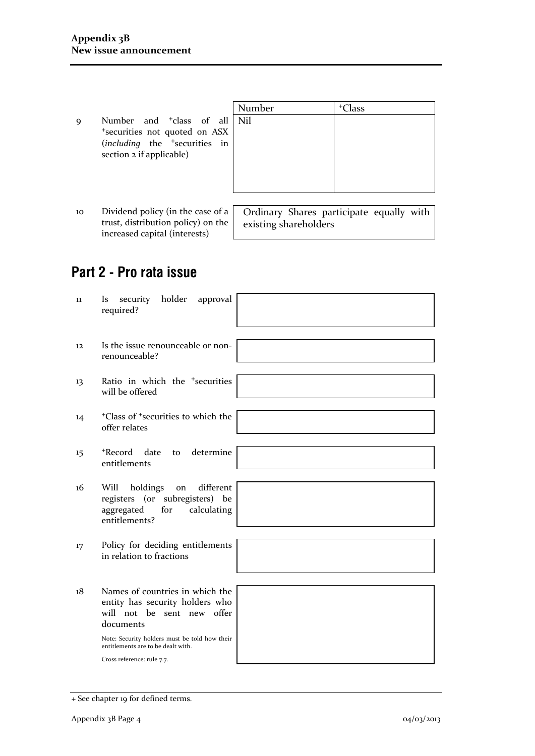| | | Number | +Class |
|---|---|---|---|
| 9 | Number and +class of all +securities not quoted on ASX (*including* the +securities in section 2 if applicable) | Nil | |

| | | |
|---|---|---|
| 10 | Dividend policy (in the case of a trust, distribution policy) on the increased capital (interests) | Ordinary Shares participate equally with existing shareholders |

## Part 2 - Pro rata issue

| | | |
|---|---|---|
| 11 | Is security holder approval required? | |
| 12 | Is the issue renounceable or non-renounceable? | |
| 13 | Ratio in which the +securities will be offered | |
| 14 | +Class of +securities to which the offer relates | |
| 15 | +Record date to determine entitlements | |
| 16 | Will holdings on different registers (or subregisters) be aggregated for calculating entitlements? | |
| 17 | Policy for deciding entitlements in relation to fractions | |
| 18 | Names of countries in which the entity has security holders who will not be sent new offer documents<br><br>Note: Security holders must be told how their entitlements are to be dealt with.<br><br>Cross reference: rule 7.7. | |

+ See chapter 19 for defined terms.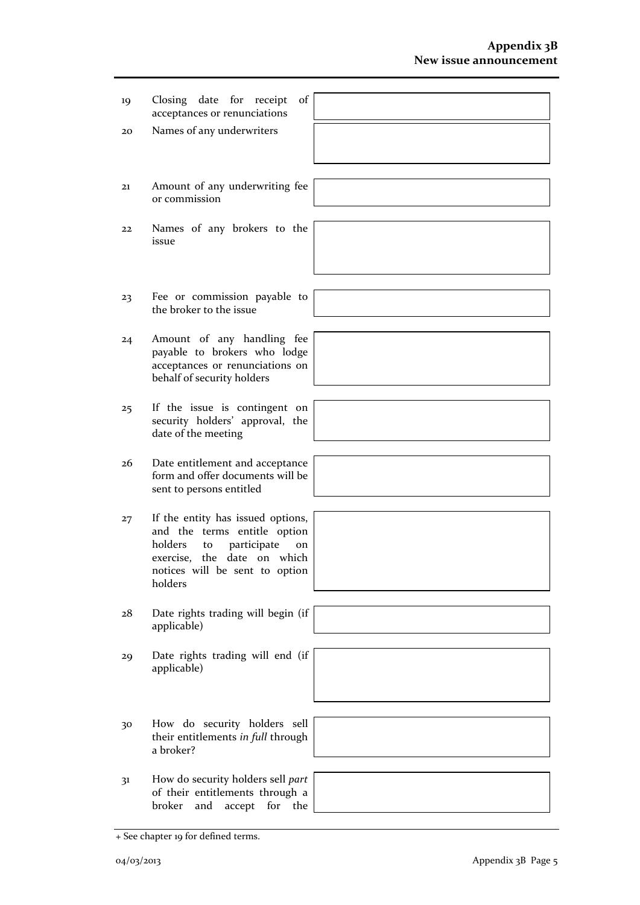| | | |
|---|---|---|
| 19 | Closing date for receipt of acceptances or renunciations | |
| 20 | Names of any underwriters | |
| 21 | Amount of any underwriting fee or commission | |
| 22 | Names of any brokers to the issue | |
| 23 | Fee or commission payable to the broker to the issue | |
| 24 | Amount of any handling fee payable to brokers who lodge acceptances or renunciations on behalf of security holders | |
| 25 | If the issue is contingent on security holders' approval, the date of the meeting | |
| 26 | Date entitlement and acceptance form and offer documents will be sent to persons entitled | |
| 27 | If the entity has issued options, and the terms entitle option holders to participate on exercise, the date on which notices will be sent to option holders | |
| 28 | Date rights trading will begin (if applicable) | |
| 29 | Date rights trading will end (if applicable) | |
| 30 | How do security holders sell their entitlements *in full* through a broker? | |
| 31 | How do security holders sell *part* of their entitlements through a broker and accept for the | |

+ See chapter 19 for defined terms.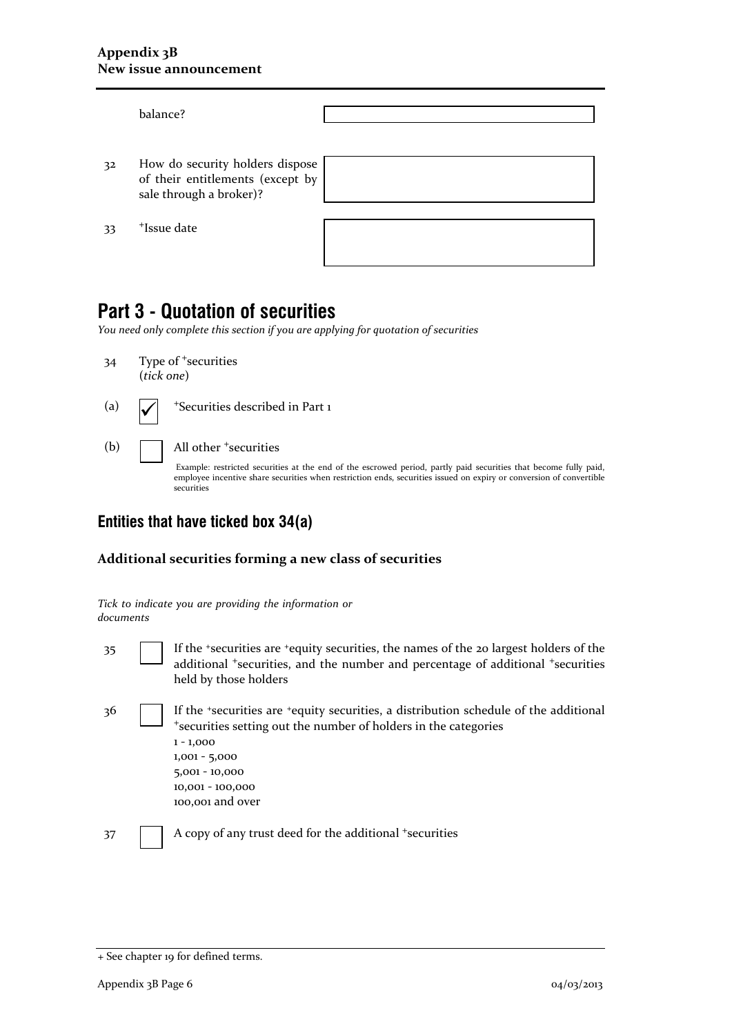balance?

| | | |
|---|---|---|
| 32 | How do security holders dispose of their entitlements (except by sale through a broker)? | |
| 33 | +Issue date | |

# Part 3 - Quotation of securities

*You need only complete this section if you are applying for quotation of securities*

34 Type of +securities
(*tick one*)

(a) ☑ +Securities described in Part 1

(b) ☐ All other +securities

Example: restricted securities at the end of the escrowed period, partly paid securities that become fully paid, employee incentive share securities when restriction ends, securities issued on expiry or conversion of convertible securities

## Entities that have ticked box 34(a)

### Additional securities forming a new class of securities

*Tick to indicate you are providing the information or documents*

35 ☐ If the +securities are +equity securities, the names of the 20 largest holders of the additional +securities, and the number and percentage of additional +securities held by those holders

36 ☐ If the +securities are +equity securities, a distribution schedule of the additional +securities setting out the number of holders in the categories
1 - 1,000
1,001 - 5,000
5,001 - 10,000
10,001 - 100,000
100,001 and over

37 ☐ A copy of any trust deed for the additional +securities

+ See chapter 19 for defined terms.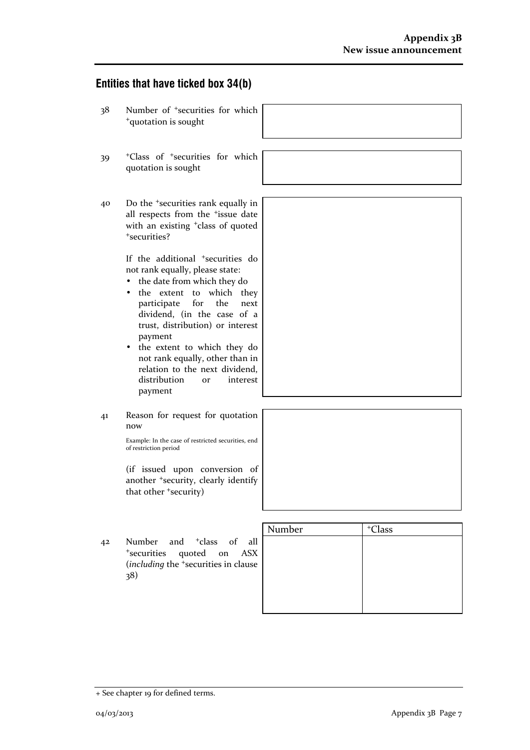## Entities that have ticked box 34(b)

38 Number of +securities for which +quotation is sought

39 +Class of +securities for which quotation is sought

40 Do the +securities rank equally in all respects from the +issue date with an existing +class of quoted +securities?

If the additional +securities do not rank equally, please state:

- the date from which they do
- the extent to which they participate for the next dividend, (in the case of a trust, distribution) or interest payment
- the extent to which they do not rank equally, other than in relation to the next dividend, distribution or interest payment

41 Reason for request for quotation now

Example: In the case of restricted securities, end of restriction period

(if issued upon conversion of another +security, clearly identify that other +security)

42 Number and +class of all +securities quoted on ASX (*including* the +securities in clause 38)

| Number | +Class |
|---|---|
| | |

+ See chapter 19 for defined terms.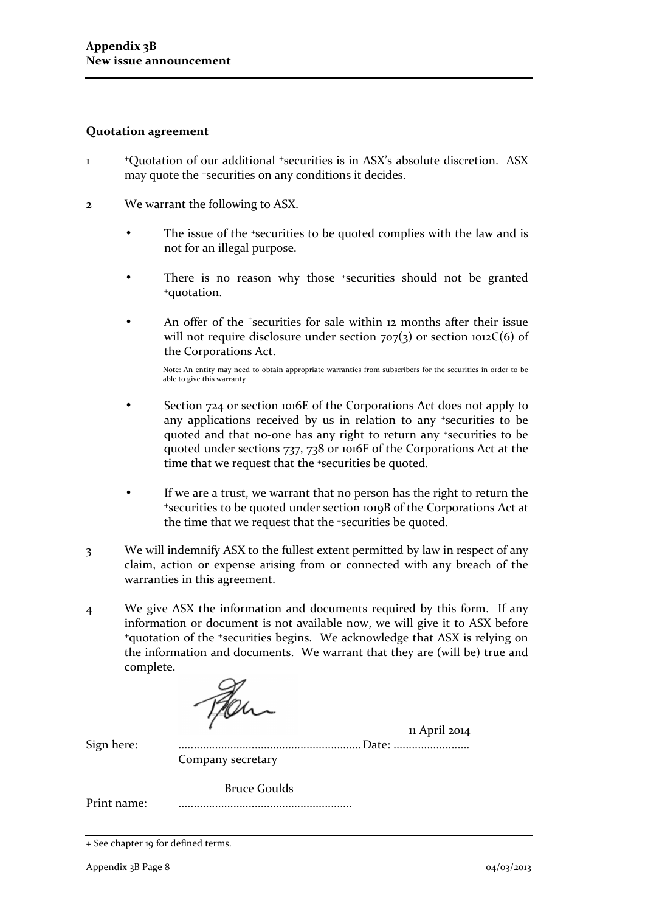**Appendix 3B**
**New issue announcement**

**Quotation agreement**

1 +Quotation of our additional +securities is in ASX's absolute discretion. ASX may quote the +securities on any conditions it decides.

2 We warrant the following to ASX.

- The issue of the +securities to be quoted complies with the law and is not for an illegal purpose.

- There is no reason why those +securities should not be granted +quotation.

- An offer of the +securities for sale within 12 months after their issue will not require disclosure under section 707(3) or section 1012C(6) of the Corporations Act.

  Note: An entity may need to obtain appropriate warranties from subscribers for the securities in order to be able to give this warranty

- Section 724 or section 1016E of the Corporations Act does not apply to any applications received by us in relation to any +securities to be quoted and that no-one has any right to return any +securities to be quoted under sections 737, 738 or 1016F of the Corporations Act at the time that we request that the +securities be quoted.

- If we are a trust, we warrant that no person has the right to return the +securities to be quoted under section 1019B of the Corporations Act at the time that we request that the +securities be quoted.

3 We will indemnify ASX to the fullest extent permitted by law in respect of any claim, action or expense arising from or connected with any breach of the warranties in this agreement.

4 We give ASX the information and documents required by this form. If any information or document is not available now, we will give it to ASX before +quotation of the +securities begins. We acknowledge that ASX is relying on the information and documents. We warrant that they are (will be) true and complete.

Sign here: ............................................................ Date: 11 April 2014
Company secretary

Print name: Bruce Goulds

+ See chapter 19 for defined terms.